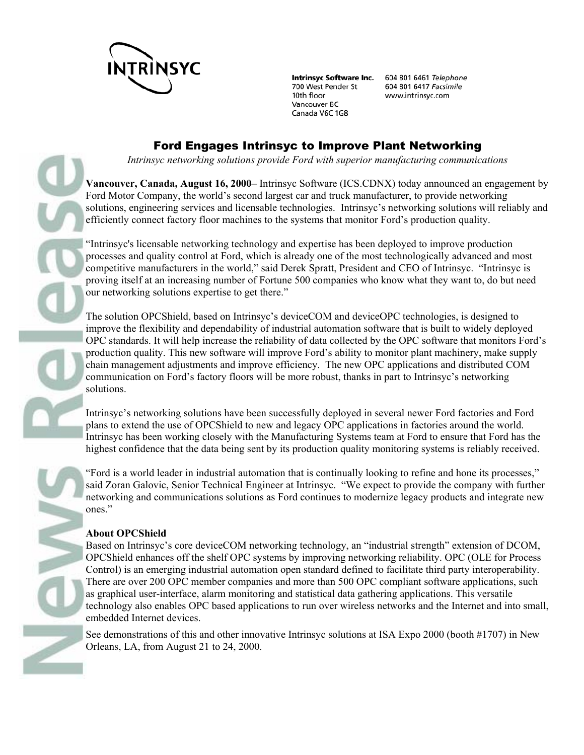INTRINSYC

Intrinsyc Software Inc.
700 West Pender St
10th floor
Vancouver BC
Canada V6C 1G8

604 801 6461 *Telephone*
604 801 6417 *Facsimile*
www.intrinsyc.com

# Ford Engages Intrinsyc to Improve Plant Networking

*Intrinsyc networking solutions provide Ford with superior manufacturing communications*

**Vancouver, Canada, August 16, 2000**– Intrinsyc Software (ICS.CDNX) today announced an engagement by Ford Motor Company, the world's second largest car and truck manufacturer, to provide networking solutions, engineering services and licensable technologies. Intrinsyc's networking solutions will reliably and efficiently connect factory floor machines to the systems that monitor Ford's production quality.

"Intrinsyc's licensable networking technology and expertise has been deployed to improve production processes and quality control at Ford, which is already one of the most technologically advanced and most competitive manufacturers in the world," said Derek Spratt, President and CEO of Intrinsyc. "Intrinsyc is proving itself at an increasing number of Fortune 500 companies who know what they want to, do but need our networking solutions expertise to get there."

The solution OPCShield, based on Intrinsyc's deviceCOM and deviceOPC technologies, is designed to improve the flexibility and dependability of industrial automation software that is built to widely deployed OPC standards. It will help increase the reliability of data collected by the OPC software that monitors Ford's production quality. This new software will improve Ford's ability to monitor plant machinery, make supply chain management adjustments and improve efficiency. The new OPC applications and distributed COM communication on Ford's factory floors will be more robust, thanks in part to Intrinsyc's networking solutions.

Intrinsyc's networking solutions have been successfully deployed in several newer Ford factories and Ford plans to extend the use of OPCShield to new and legacy OPC applications in factories around the world. Intrinsyc has been working closely with the Manufacturing Systems team at Ford to ensure that Ford has the highest confidence that the data being sent by its production quality monitoring systems is reliably received.

"Ford is a world leader in industrial automation that is continually looking to refine and hone its processes," said Zoran Galovic, Senior Technical Engineer at Intrinsyc. "We expect to provide the company with further networking and communications solutions as Ford continues to modernize legacy products and integrate new ones."

**About OPCShield**

Based on Intrinsyc's core deviceCOM networking technology, an "industrial strength" extension of DCOM, OPCShield enhances off the shelf OPC systems by improving networking reliability. OPC (OLE for Process Control) is an emerging industrial automation open standard defined to facilitate third party interoperability. There are over 200 OPC member companies and more than 500 OPC compliant software applications, such as graphical user-interface, alarm monitoring and statistical data gathering applications. This versatile technology also enables OPC based applications to run over wireless networks and the Internet and into small, embedded Internet devices.

See demonstrations of this and other innovative Intrinsyc solutions at ISA Expo 2000 (booth #1707) in New Orleans, LA, from August 21 to 24, 2000.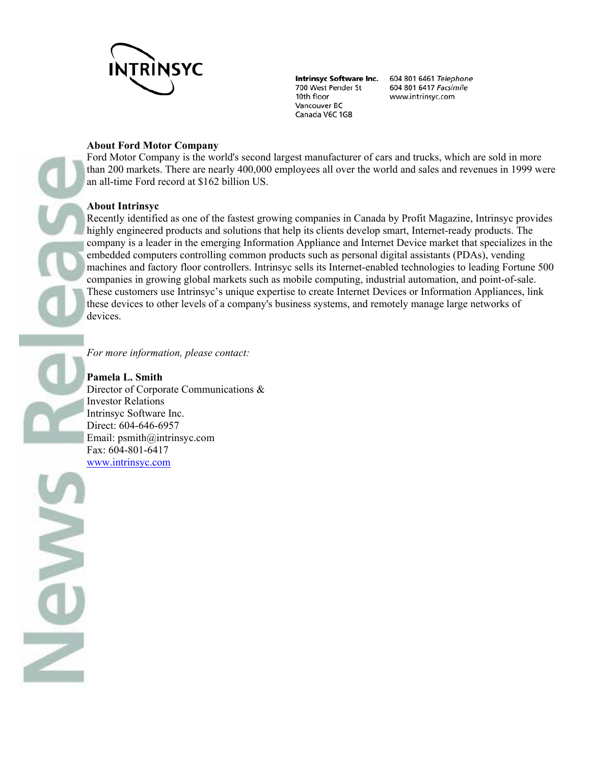**Intrinsyc Software Inc.**
700 West Pender St
10th floor
Vancouver BC
Canada V6C 1G8

604 801 6461 *Telephone*
604 801 6417 *Facsimile*
www.intrinsyc.com

**About Ford Motor Company**

Ford Motor Company is the world's second largest manufacturer of cars and trucks, which are sold in more than 200 markets. There are nearly 400,000 employees all over the world and sales and revenues in 1999 were an all-time Ford record at $162 billion US.

**About Intrinsyc**

Recently identified as one of the fastest growing companies in Canada by Profit Magazine, Intrinsyc provides highly engineered products and solutions that help its clients develop smart, Internet-ready products. The company is a leader in the emerging Information Appliance and Internet Device market that specializes in the embedded computers controlling common products such as personal digital assistants (PDAs), vending machines and factory floor controllers. Intrinsyc sells its Internet-enabled technologies to leading Fortune 500 companies in growing global markets such as mobile computing, industrial automation, and point-of-sale. These customers use Intrinsyc's unique expertise to create Internet Devices or Information Appliances, link these devices to other levels of a company's business systems, and remotely manage large networks of devices.

*For more information, please contact:*

**Pamela L. Smith**
Director of Corporate Communications &
Investor Relations
Intrinsyc Software Inc.
Direct: 604-646-6957
Email: psmith@intrinsyc.com
Fax: 604-801-6417
www.intrinsyc.com